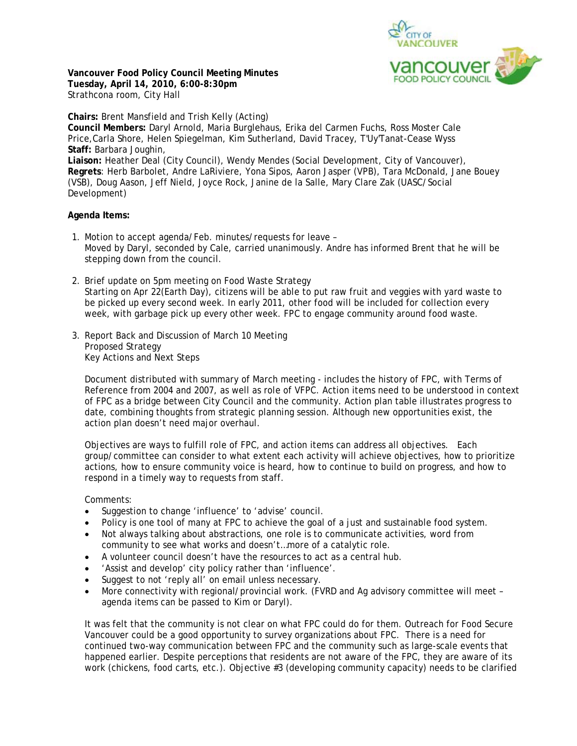**Vancouver Food Policy Council Meeting Minutes**
**Tuesday, April 14, 2010, 6:00-8:30pm**
Strathcona room, City Hall

**Chairs:** Brent Mansfield and Trish Kelly (Acting)
**Council Members:** Daryl Arnold, Maria Burglehaus, Erika del Carmen Fuchs, Ross Moster Cale Price,Carla Shore, Helen Spiegelman, Kim Sutherland, David Tracey, T'Uy'Tanat-Cease Wyss
**Staff:** Barbara Joughin,
**Liaison:** Heather Deal (City Council), Wendy Mendes (Social Development, City of Vancouver),
**Regrets**: Herb Barbolet, Andre LaRiviere, Yona Sipos, Aaron Jasper (VPB), Tara McDonald, Jane Bouey (VSB), Doug Aason, Jeff Nield, Joyce Rock, Janine de la Salle, Mary Clare Zak (UASC/Social Development)

**Agenda Items:**

1. Motion to accept agenda/Feb. minutes/requests for leave –
   Moved by Daryl, seconded by Cale, carried unanimously. Andre has informed Brent that he will be stepping down from the council.

2. Brief update on 5pm meeting on Food Waste Strategy
   Starting on Apr 22(Earth Day), citizens will be able to put raw fruit and veggies with yard waste to be picked up every second week. In early 2011, other food will be included for collection every week, with garbage pick up every other week. FPC to engage community around food waste.

3. Report Back and Discussion of March 10 Meeting
   Proposed Strategy
   Key Actions and Next Steps

   Document distributed with summary of March meeting - includes the history of FPC, with Terms of Reference from 2004 and 2007, as well as role of VFPC. Action items need to be understood in context of FPC as a bridge between City Council and the community. Action plan table illustrates progress to date, combining thoughts from strategic planning session. Although new opportunities exist, the action plan doesn't need major overhaul.

   Objectives are ways to fulfill role of FPC, and action items can address all objectives. Each group/committee can consider to what extent each activity will achieve objectives, how to prioritize actions, how to ensure community voice is heard, how to continue to build on progress, and how to respond in a timely way to requests from staff.

   Comments:

   - Suggestion to change 'influence' to 'advise' council.
   - Policy is one tool of many at FPC to achieve the goal of a just and sustainable food system.
   - Not always talking about abstractions, one role is to communicate activities, word from community to see what works and doesn't…more of a catalytic role.
   - A volunteer council doesn't have the resources to act as a central hub.
   - 'Assist and develop' city policy rather than 'influence'.
   - Suggest to not 'reply all' on email unless necessary.
   - More connectivity with regional/provincial work. (FVRD and Ag advisory committee will meet – agenda items can be passed to Kim or Daryl).

   It was felt that the community is not clear on what FPC could do for them. Outreach for Food Secure Vancouver could be a good opportunity to survey organizations about FPC. There is a need for continued two-way communication between FPC and the community such as large-scale events that happened earlier. Despite perceptions that residents are not aware of the FPC, they are aware of its work (chickens, food carts, etc.). Objective #3 (developing community capacity) needs to be clarified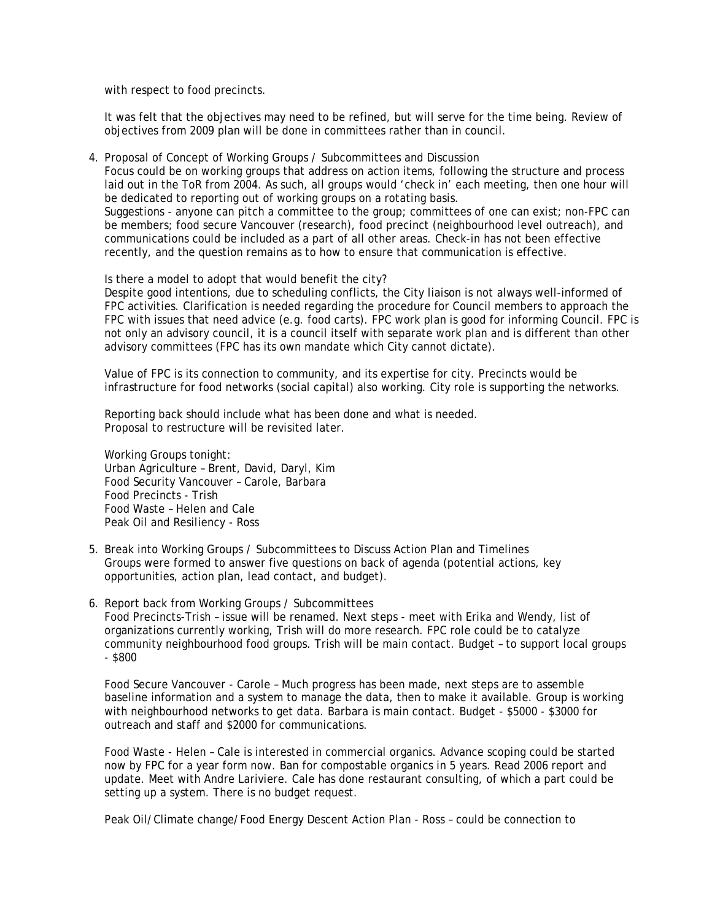with respect to food precincts.

It was felt that the objectives may need to be refined, but will serve for the time being. Review of objectives from 2009 plan will be done in committees rather than in council.

4. Proposal of Concept of Working Groups / Subcommittees and Discussion
   Focus could be on working groups that address on action items, following the structure and process laid out in the ToR from 2004. As such, all groups would 'check in' each meeting, then one hour will be dedicated to reporting out of working groups on a rotating basis.
   Suggestions - anyone can pitch a committee to the group; committees of one can exist; non-FPC can be members; food secure Vancouver (research), food precinct (neighbourhood level outreach), and communications could be included as a part of all other areas. Check-in has not been effective recently, and the question remains as to how to ensure that communication is effective.

   Is there a model to adopt that would benefit the city?
   Despite good intentions, due to scheduling conflicts, the City liaison is not always well-informed of FPC activities. Clarification is needed regarding the procedure for Council members to approach the FPC with issues that need advice (e.g. food carts). FPC work plan is good for informing Council. FPC is not only an advisory council, it is a council itself with separate work plan and is different than other advisory committees (FPC has its own mandate which City cannot dictate).

   Value of FPC is its connection to community, and its expertise for city. Precincts would be infrastructure for food networks (social capital) also working. City role is supporting the networks.

   Reporting back should include what has been done and what is needed.
   Proposal to restructure will be revisited later.

   Working Groups tonight:
   Urban Agriculture – Brent, David, Daryl, Kim
   Food Security Vancouver – Carole, Barbara
   Food Precincts - Trish
   Food Waste – Helen and Cale
   Peak Oil and Resiliency - Ross

5. Break into Working Groups / Subcommittees to Discuss Action Plan and Timelines
   Groups were formed to answer five questions on back of agenda (potential actions, key opportunities, action plan, lead contact, and budget).

6. Report back from Working Groups / Subcommittees
   Food Precincts-Trish – issue will be renamed. Next steps - meet with Erika and Wendy, list of organizations currently working, Trish will do more research. FPC role could be to catalyze community neighbourhood food groups. Trish will be main contact. Budget – to support local groups - $800

   Food Secure Vancouver - Carole – Much progress has been made, next steps are to assemble baseline information and a system to manage the data, then to make it available. Group is working with neighbourhood networks to get data. Barbara is main contact. Budget - $5000 - $3000 for outreach and staff and $2000 for communications.

   Food Waste - Helen – Cale is interested in commercial organics. Advance scoping could be started now by FPC for a year form now. Ban for compostable organics in 5 years. Read 2006 report and update. Meet with Andre Lariviere. Cale has done restaurant consulting, of which a part could be setting up a system. There is no budget request.

   Peak Oil/Climate change/Food Energy Descent Action Plan - Ross – could be connection to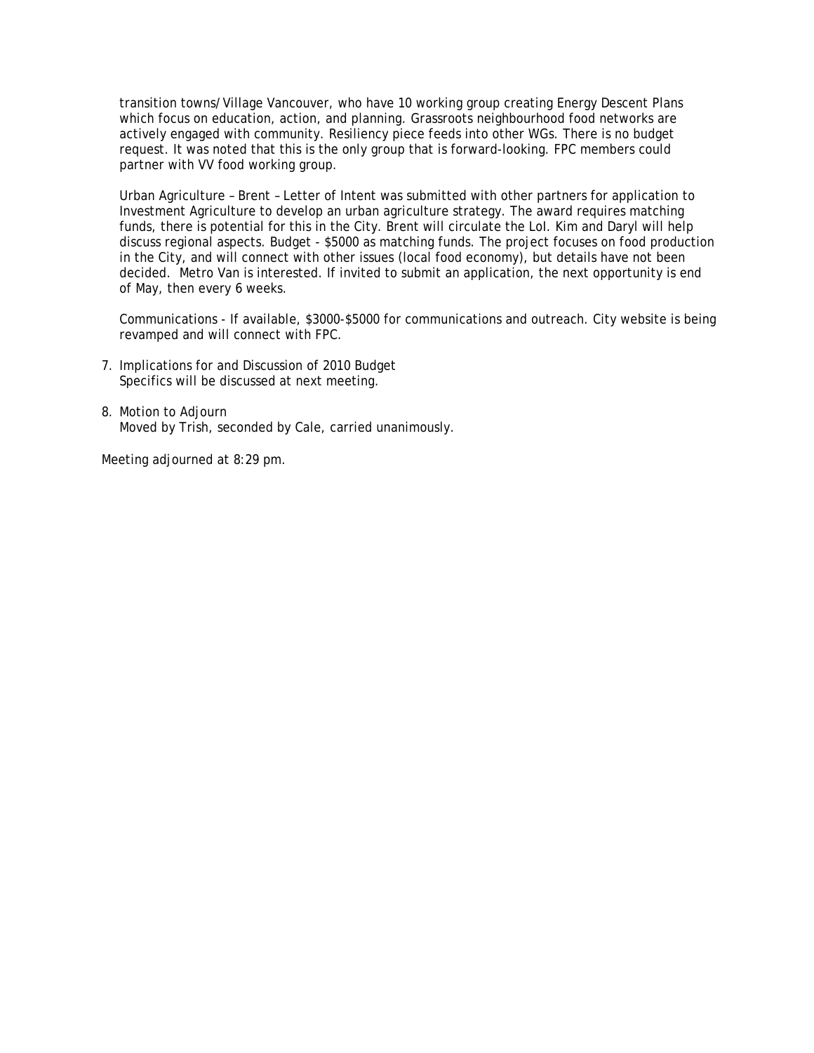transition towns/Village Vancouver, who have 10 working group creating Energy Descent Plans which focus on education, action, and planning. Grassroots neighbourhood food networks are actively engaged with community. Resiliency piece feeds into other WGs. There is no budget request. It was noted that this is the only group that is forward-looking. FPC members could partner with VV food working group.

Urban Agriculture – Brent – Letter of Intent was submitted with other partners for application to Investment Agriculture to develop an urban agriculture strategy. The award requires matching funds, there is potential for this in the City. Brent will circulate the LoI. Kim and Daryl will help discuss regional aspects. Budget - $5000 as matching funds. The project focuses on food production in the City, and will connect with other issues (local food economy), but details have not been decided. Metro Van is interested. If invited to submit an application, the next opportunity is end of May, then every 6 weeks.

Communications - If available, $3000-$5000 for communications and outreach. City website is being revamped and will connect with FPC.

7. Implications for and Discussion of 2010 Budget
   Specifics will be discussed at next meeting.

8. Motion to Adjourn
   Moved by Trish, seconded by Cale, carried unanimously.

Meeting adjourned at 8:29 pm.